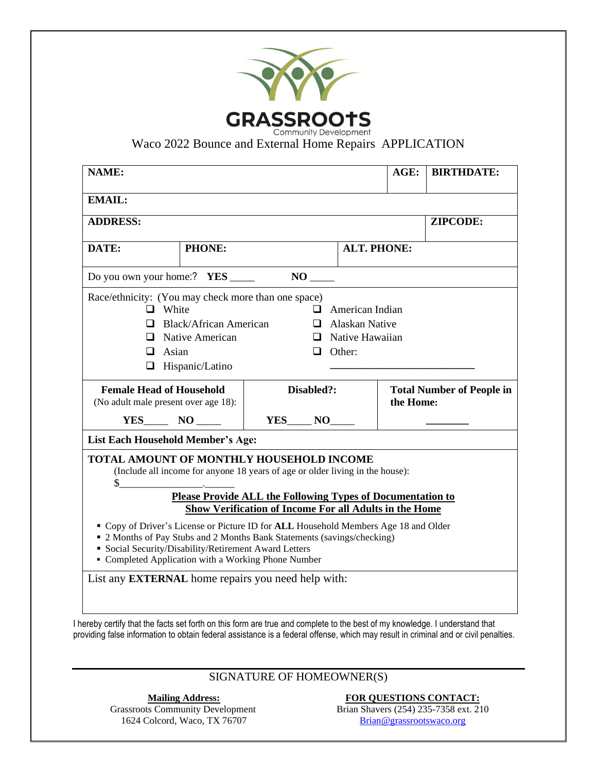# GRASSROOTS

Community Development

Waco 2022 Bounce and External Home Repairs APPLICATION

| **NAME:** | | | **AGE:** | **BIRTHDATE:** |
|---|---|---|---|---|
| **EMAIL:** | | | | |
| **ADDRESS:** | | | | **ZIPCODE:** |
| **DATE:** | **PHONE:** | **ALT. PHONE:** | | |

Do you own your home:? **YES** ____ **NO** ____

Race/ethnicity: (You may check more than one space)

- ❑ White
- ❑ Black/African American
- ❑ Native American
- ❑ Asian
- ❑ Hispanic/Latino
- ❑ American Indian
- ❑ Alaskan Native
- ❑ Native Hawaiian
- ❑ Other: ________________________

| **Female Head of Household** (No adult male present over age 18): | **Disabled?:** | **Total Number of People in the Home:** |
|---|---|---|
| **YES**____ **NO** ____ | **YES**____ **NO**____ | ________ |

**List Each Household Member's Age:**

**TOTAL AMOUNT OF MONTHLY HOUSEHOLD INCOME**

(Include all income for anyone 18 years of age or older living in the house):

$_______________.______

**Please Provide ALL the Following Types of Documentation to Show Verification of Income For all Adults in the Home**

- Copy of Driver's License or Picture ID for **ALL** Household Members Age 18 and Older
- 2 Months of Pay Stubs and 2 Months Bank Statements (savings/checking)
- Social Security/Disability/Retirement Award Letters
- Completed Application with a Working Phone Number

List any **EXTERNAL** home repairs you need help with:

I hereby certify that the facts set forth on this form are true and complete to the best of my knowledge. I understand that providing false information to obtain federal assistance is a federal offense, which may result in criminal and or civil penalties.

SIGNATURE OF HOMEOWNER(S)

**Mailing Address:**
Grassroots Community Development
1624 Colcord, Waco, TX 76707

**FOR QUESTIONS CONTACT:**
Brian Shavers (254) 235-7358 ext. 210
Brian@grassrootswaco.org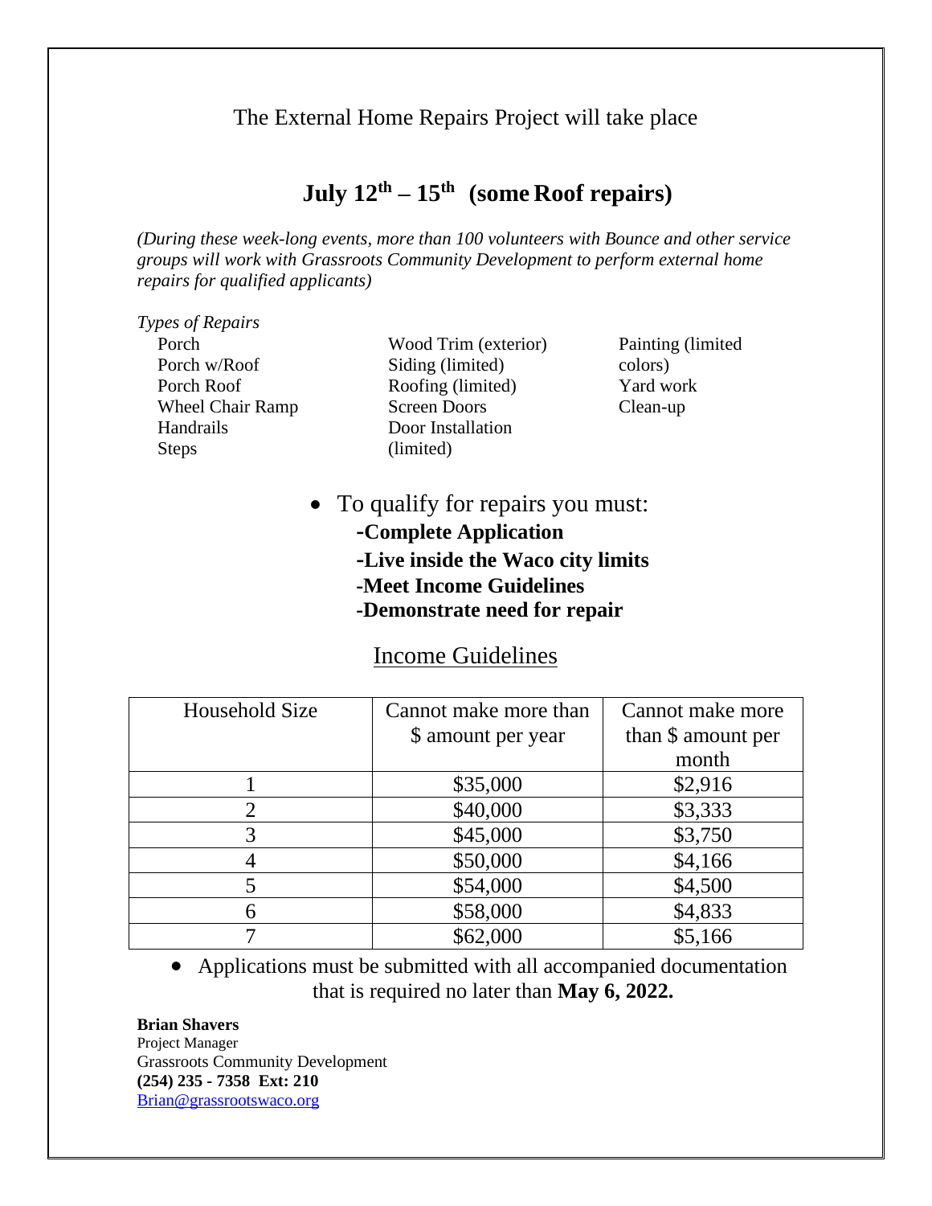The External Home Repairs Project will take place

## July 12th – 15th (some Roof repairs)

*(During these week-long events, more than 100 volunteers with Bounce and other service groups will work with Grassroots Community Development to perform external home repairs for qualified applicants)*

*Types of Repairs*

- Porch
- Porch w/Roof
- Porch Roof
- Wheel Chair Ramp
- Handrails
- Steps
- Wood Trim (exterior)
- Siding (limited)
- Roofing (limited)
- Screen Doors
- Door Installation (limited)
- Painting (limited colors)
- Yard work
- Clean-up

- To qualify for repairs you must:
  - **-Complete Application**
  - **-Live inside the Waco city limits**
  - **-Meet Income Guidelines**
  - **-Demonstrate need for repair**

## Income Guidelines

| Household Size | Cannot make more than $ amount per year | Cannot make more than $ amount per month |
|---|---|---|
| 1 | $35,000 | $2,916 |
| 2 | $40,000 | $3,333 |
| 3 | $45,000 | $3,750 |
| 4 | $50,000 | $4,166 |
| 5 | $54,000 | $4,500 |
| 6 | $58,000 | $4,833 |
| 7 | $62,000 | $5,166 |

- Applications must be submitted with all accompanied documentation that is required no later than **May 6, 2022.**

**Brian Shavers**
Project Manager
Grassroots Community Development
**(254) 235 - 7358 Ext: 210**
Brian@grassrootswaco.org